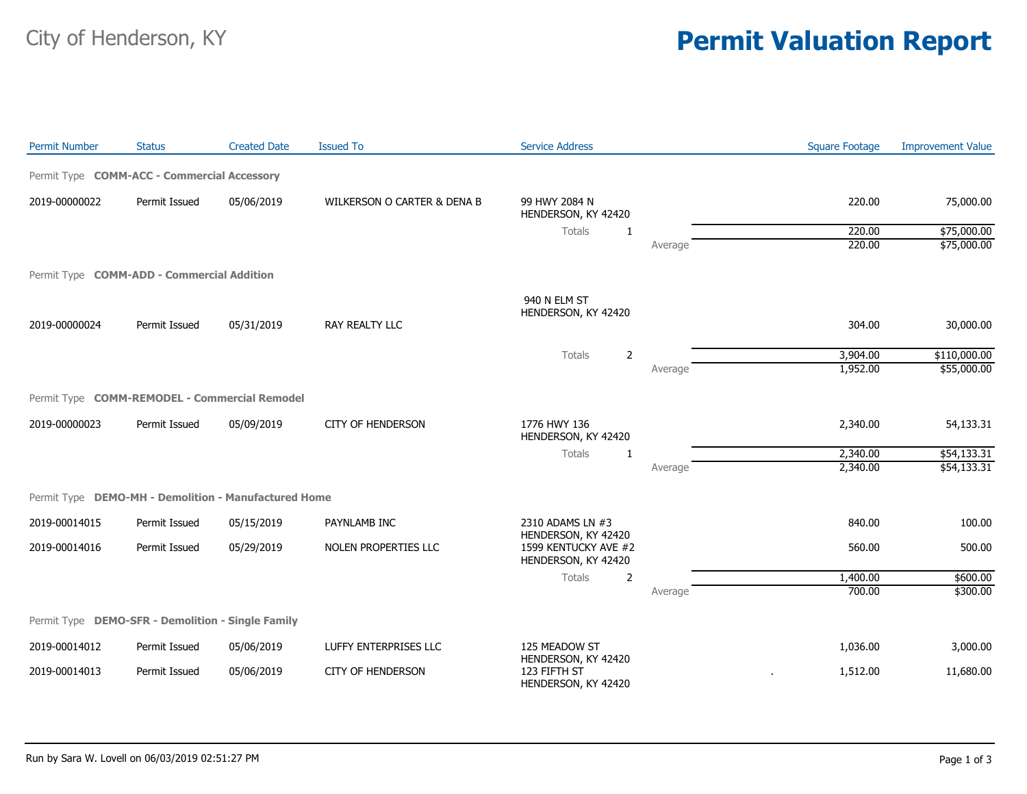City of Henderson, KY

# Permit Valuation Report

| Permit Number | Status | Created Date | Issued To | Service Address | | Square Footage | Improvement Value |
|---|---|---|---|---|---|---|---|
| Permit Type **COMM-ACC - Commercial Accessory** | | | | | | | |
| 2019-00000022 | Permit Issued | 05/06/2019 | WILKERSON O CARTER & DENA B | 99 HWY 2084 N HENDERSON, KY 42420 | | 220.00 | 75,000.00 |
| | | | | Totals 1 | | 220.00 | $75,000.00 |
| | | | | | Average | 220.00 | $75,000.00 |
| Permit Type **COMM-ADD - Commercial Addition** | | | | | | | |
| 2019-00000024 | Permit Issued | 05/31/2019 | RAY REALTY LLC | 940 N ELM ST HENDERSON, KY 42420 | | 304.00 | 30,000.00 |
| | | | | Totals 2 | | 3,904.00 | $110,000.00 |
| | | | | | Average | 1,952.00 | $55,000.00 |
| Permit Type **COMM-REMODEL - Commercial Remodel** | | | | | | | |
| 2019-00000023 | Permit Issued | 05/09/2019 | CITY OF HENDERSON | 1776 HWY 136 HENDERSON, KY 42420 | | 2,340.00 | 54,133.31 |
| | | | | Totals 1 | | 2,340.00 | $54,133.31 |
| | | | | | Average | 2,340.00 | $54,133.31 |
| Permit Type **DEMO-MH - Demolition - Manufactured Home** | | | | | | | |
| 2019-00014015 | Permit Issued | 05/15/2019 | PAYNLAMB INC | 2310 ADAMS LN #3 HENDERSON, KY 42420 | | 840.00 | 100.00 |
| 2019-00014016 | Permit Issued | 05/29/2019 | NOLEN PROPERTIES LLC | 1599 KENTUCKY AVE #2 HENDERSON, KY 42420 | | 560.00 | 500.00 |
| | | | | Totals 2 | | 1,400.00 | $600.00 |
| | | | | | Average | 700.00 | $300.00 |
| Permit Type **DEMO-SFR - Demolition - Single Family** | | | | | | | |
| 2019-00014012 | Permit Issued | 05/06/2019 | LUFFY ENTERPRISES LLC | 125 MEADOW ST HENDERSON, KY 42420 | | 1,036.00 | 3,000.00 |
| 2019-00014013 | Permit Issued | 05/06/2019 | CITY OF HENDERSON | 123 FIFTH ST HENDERSON, KY 42420 | . | 1,512.00 | 11,680.00 |

Run by Sara W. Lovell on 06/03/2019 02:51:27 PM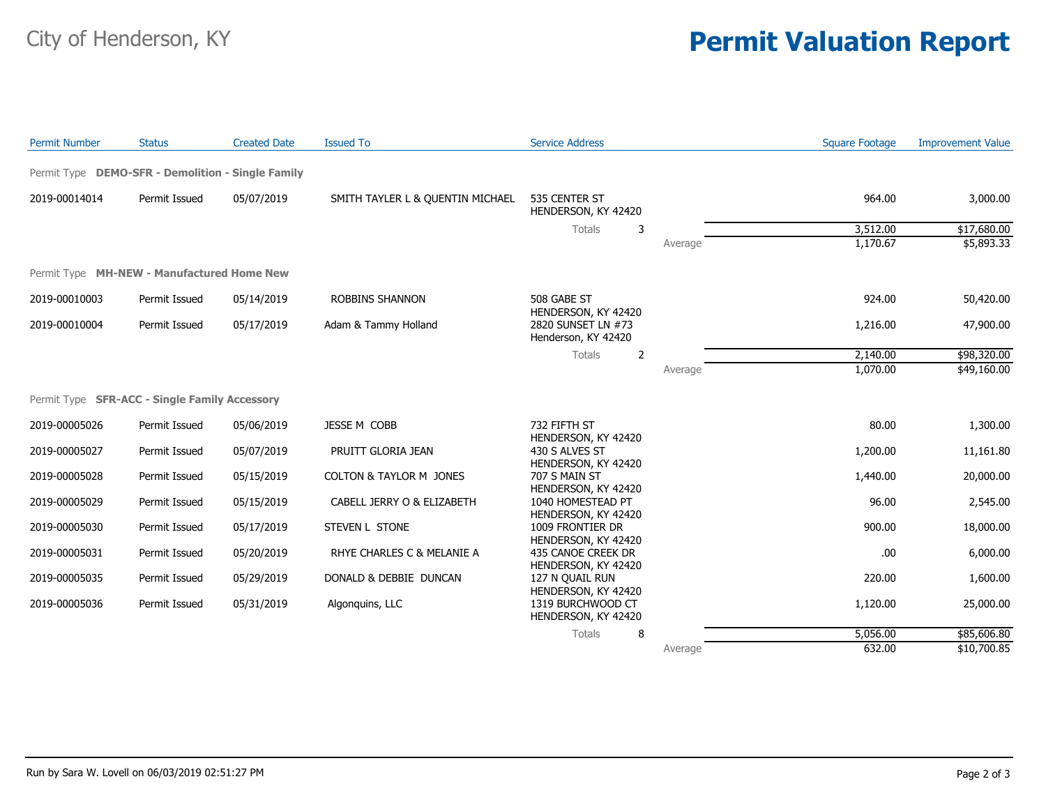# City of Henderson, KY

# Permit Valuation Report

| Permit Number | Status | Created Date | Issued To | Service Address | | | Square Footage | Improvement Value |
|---|---|---|---|---|---|---|---|---|
| Permit Type **DEMO-SFR - Demolition - Single Family** | | | | | | | | |
| 2019-00014014 | Permit Issued | 05/07/2019 | SMITH TAYLER L & QUENTIN MICHAEL | 535 CENTER ST HENDERSON, KY 42420 | | | 964.00 | 3,000.00 |
| | | | | Totals | 3 | | 3,512.00 | $17,680.00 |
| | | | | | | Average | 1,170.67 | $5,893.33 |
| Permit Type **MH-NEW - Manufactured Home New** | | | | | | | | |
| 2019-00010003 | Permit Issued | 05/14/2019 | ROBBINS SHANNON | 508 GABE ST HENDERSON, KY 42420 | | | 924.00 | 50,420.00 |
| 2019-00010004 | Permit Issued | 05/17/2019 | Adam & Tammy Holland | 2820 SUNSET LN #73 Henderson, KY 42420 | | | 1,216.00 | 47,900.00 |
| | | | | Totals | 2 | | 2,140.00 | $98,320.00 |
| | | | | | | Average | 1,070.00 | $49,160.00 |
| Permit Type **SFR-ACC - Single Family Accessory** | | | | | | | | |
| 2019-00005026 | Permit Issued | 05/06/2019 | JESSE M COBB | 732 FIFTH ST HENDERSON, KY 42420 | | | 80.00 | 1,300.00 |
| 2019-00005027 | Permit Issued | 05/07/2019 | PRUITT GLORIA JEAN | 430 S ALVES ST HENDERSON, KY 42420 | | | 1,200.00 | 11,161.80 |
| 2019-00005028 | Permit Issued | 05/15/2019 | COLTON & TAYLOR M JONES | 707 S MAIN ST HENDERSON, KY 42420 | | | 1,440.00 | 20,000.00 |
| 2019-00005029 | Permit Issued | 05/15/2019 | CABELL JERRY O & ELIZABETH | 1040 HOMESTEAD PT HENDERSON, KY 42420 | | | 96.00 | 2,545.00 |
| 2019-00005030 | Permit Issued | 05/17/2019 | STEVEN L STONE | 1009 FRONTIER DR HENDERSON, KY 42420 | | | 900.00 | 18,000.00 |
| 2019-00005031 | Permit Issued | 05/20/2019 | RHYE CHARLES C & MELANIE A | 435 CANOE CREEK DR HENDERSON, KY 42420 | | | .00 | 6,000.00 |
| 2019-00005035 | Permit Issued | 05/29/2019 | DONALD & DEBBIE DUNCAN | 127 N QUAIL RUN HENDERSON, KY 42420 | | | 220.00 | 1,600.00 |
| 2019-00005036 | Permit Issued | 05/31/2019 | Algonquins, LLC | 1319 BURCHWOOD CT HENDERSON, KY 42420 | | | 1,120.00 | 25,000.00 |
| | | | | Totals | 8 | | 5,056.00 | $85,606.80 |
| | | | | | | Average | 632.00 | $10,700.85 |

Run by Sara W. Lovell on 06/03/2019 02:51:27 PM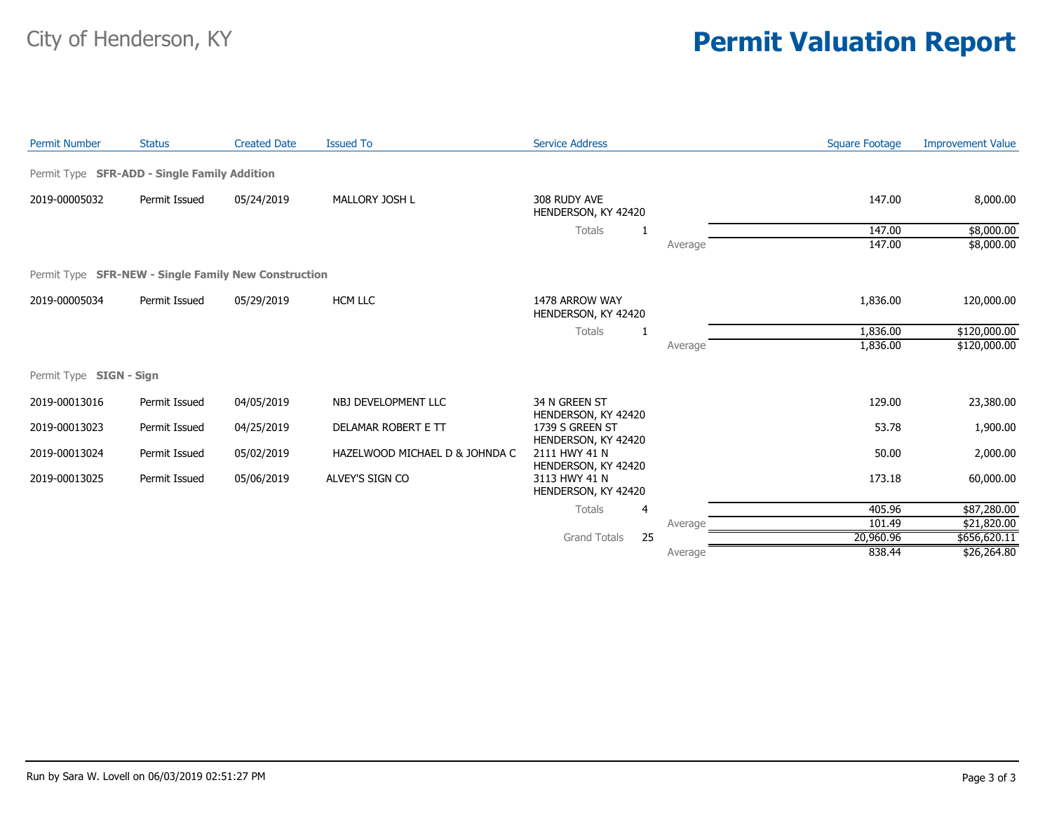City of Henderson, KY

# Permit Valuation Report

| Permit Number | Status | Created Date | Issued To | Service Address | | | Square Footage | Improvement Value |
|---|---|---|---|---|---|---|---|---|
| Permit Type **SFR-ADD - Single Family Addition** | | | | | | | | |
| 2019-00005032 | Permit Issued | 05/24/2019 | MALLORY JOSH L | 308 RUDY AVE HENDERSON, KY 42420 | | | 147.00 | 8,000.00 |
| | | | | Totals | 1 | | 147.00 | $8,000.00 |
| | | | | | | Average | 147.00 | $8,000.00 |
| Permit Type **SFR-NEW - Single Family New Construction** | | | | | | | | |
| 2019-00005034 | Permit Issued | 05/29/2019 | HCM LLC | 1478 ARROW WAY HENDERSON, KY 42420 | | | 1,836.00 | 120,000.00 |
| | | | | Totals | 1 | | 1,836.00 | $120,000.00 |
| | | | | | | Average | 1,836.00 | $120,000.00 |
| Permit Type **SIGN - Sign** | | | | | | | | |
| 2019-00013016 | Permit Issued | 04/05/2019 | NBJ DEVELOPMENT LLC | 34 N GREEN ST HENDERSON, KY 42420 | | | 129.00 | 23,380.00 |
| 2019-00013023 | Permit Issued | 04/25/2019 | DELAMAR ROBERT E TT | 1739 S GREEN ST HENDERSON, KY 42420 | | | 53.78 | 1,900.00 |
| 2019-00013024 | Permit Issued | 05/02/2019 | HAZELWOOD MICHAEL D & JOHNDA C | 2111 HWY 41 N HENDERSON, KY 42420 | | | 50.00 | 2,000.00 |
| 2019-00013025 | Permit Issued | 05/06/2019 | ALVEY'S SIGN CO | 3113 HWY 41 N HENDERSON, KY 42420 | | | 173.18 | 60,000.00 |
| | | | | Totals | 4 | | 405.96 | $87,280.00 |
| | | | | | | Average | 101.49 | $21,820.00 |
| | | | | Grand Totals | 25 | | 20,960.96 | $656,620.11 |
| | | | | | | Average | 838.44 | $26,264.80 |

Run by Sara W. Lovell on 06/03/2019 02:51:27 PM